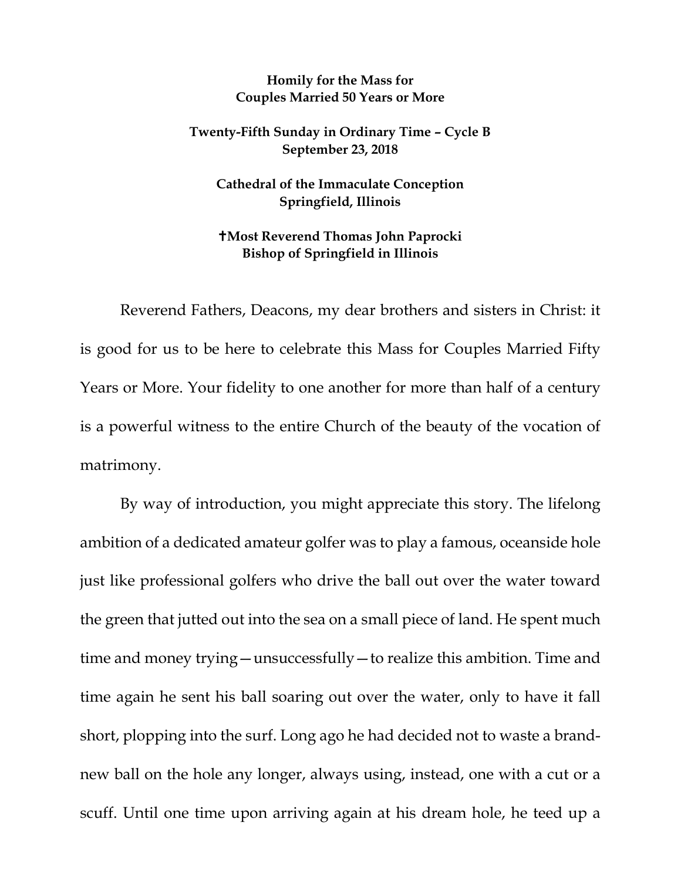**Homily for the Mass for Couples Married 50 Years or More**

**Twenty-Fifth Sunday in Ordinary Time – Cycle B**
**September 23, 2018**

**Cathedral of the Immaculate Conception**
**Springfield, Illinois**

**✝Most Reverend Thomas John Paprocki**
**Bishop of Springfield in Illinois**

Reverend Fathers, Deacons, my dear brothers and sisters in Christ: it is good for us to be here to celebrate this Mass for Couples Married Fifty Years or More. Your fidelity to one another for more than half of a century is a powerful witness to the entire Church of the beauty of the vocation of matrimony.

By way of introduction, you might appreciate this story. The lifelong ambition of a dedicated amateur golfer was to play a famous, oceanside hole just like professional golfers who drive the ball out over the water toward the green that jutted out into the sea on a small piece of land. He spent much time and money trying—unsuccessfully—to realize this ambition. Time and time again he sent his ball soaring out over the water, only to have it fall short, plopping into the surf. Long ago he had decided not to waste a brand-new ball on the hole any longer, always using, instead, one with a cut or a scuff. Until one time upon arriving again at his dream hole, he teed up a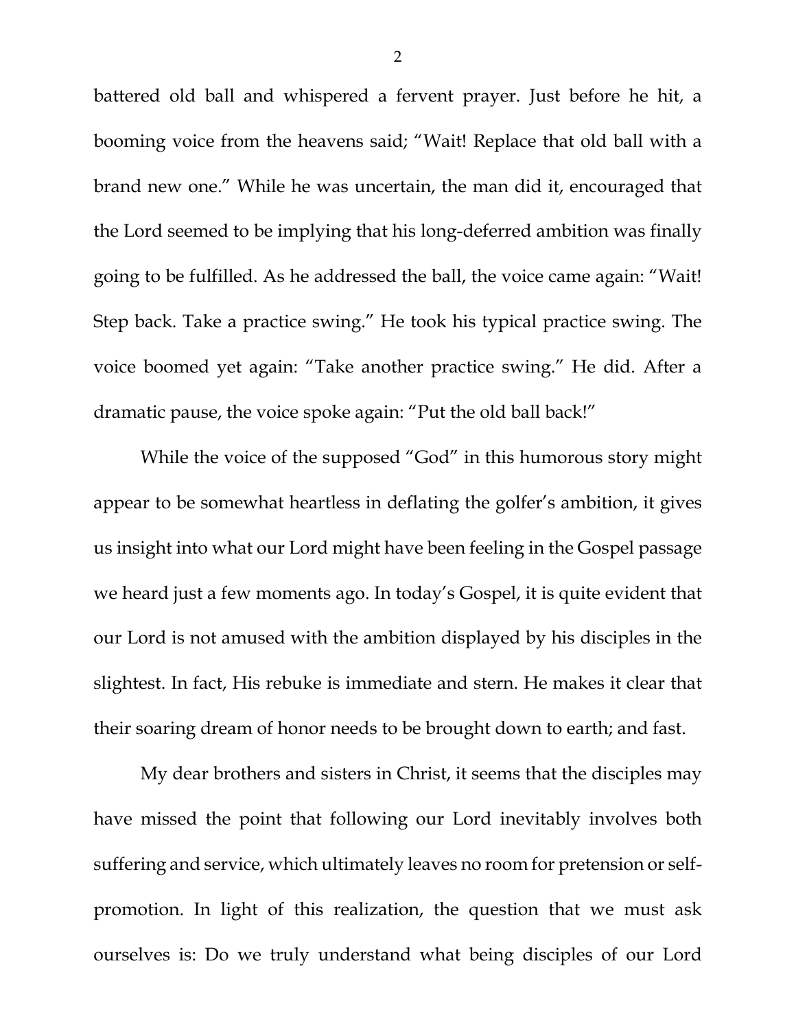battered old ball and whispered a fervent prayer. Just before he hit, a booming voice from the heavens said; "Wait! Replace that old ball with a brand new one." While he was uncertain, the man did it, encouraged that the Lord seemed to be implying that his long-deferred ambition was finally going to be fulfilled. As he addressed the ball, the voice came again: "Wait! Step back. Take a practice swing." He took his typical practice swing. The voice boomed yet again: "Take another practice swing." He did. After a dramatic pause, the voice spoke again: "Put the old ball back!"

While the voice of the supposed "God" in this humorous story might appear to be somewhat heartless in deflating the golfer's ambition, it gives us insight into what our Lord might have been feeling in the Gospel passage we heard just a few moments ago. In today's Gospel, it is quite evident that our Lord is not amused with the ambition displayed by his disciples in the slightest. In fact, His rebuke is immediate and stern. He makes it clear that their soaring dream of honor needs to be brought down to earth; and fast.

My dear brothers and sisters in Christ, it seems that the disciples may have missed the point that following our Lord inevitably involves both suffering and service, which ultimately leaves no room for pretension or self-promotion. In light of this realization, the question that we must ask ourselves is: Do we truly understand what being disciples of our Lord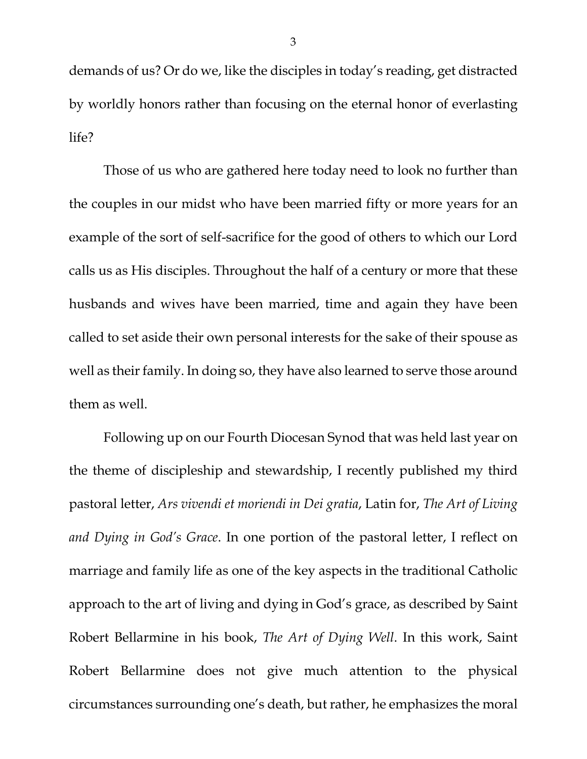demands of us? Or do we, like the disciples in today's reading, get distracted by worldly honors rather than focusing on the eternal honor of everlasting life?

Those of us who are gathered here today need to look no further than the couples in our midst who have been married fifty or more years for an example of the sort of self-sacrifice for the good of others to which our Lord calls us as His disciples. Throughout the half of a century or more that these husbands and wives have been married, time and again they have been called to set aside their own personal interests for the sake of their spouse as well as their family. In doing so, they have also learned to serve those around them as well.

Following up on our Fourth Diocesan Synod that was held last year on the theme of discipleship and stewardship, I recently published my third pastoral letter, *Ars vivendi et moriendi in Dei gratia*, Latin for, *The Art of Living and Dying in God's Grace*. In one portion of the pastoral letter, I reflect on marriage and family life as one of the key aspects in the traditional Catholic approach to the art of living and dying in God's grace, as described by Saint Robert Bellarmine in his book, *The Art of Dying Well*. In this work, Saint Robert Bellarmine does not give much attention to the physical circumstances surrounding one's death, but rather, he emphasizes the moral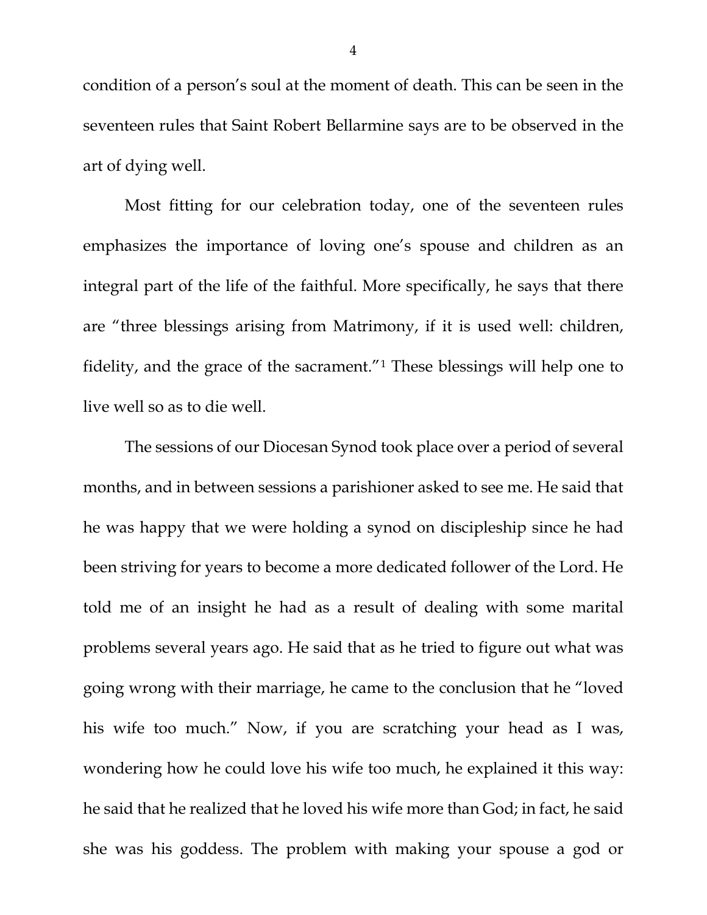condition of a person's soul at the moment of death. This can be seen in the seventeen rules that Saint Robert Bellarmine says are to be observed in the art of dying well.

Most fitting for our celebration today, one of the seventeen rules emphasizes the importance of loving one's spouse and children as an integral part of the life of the faithful. More specifically, he says that there are "three blessings arising from Matrimony, if it is used well: children, fidelity, and the grace of the sacrament."[1] These blessings will help one to live well so as to die well.

The sessions of our Diocesan Synod took place over a period of several months, and in between sessions a parishioner asked to see me. He said that he was happy that we were holding a synod on discipleship since he had been striving for years to become a more dedicated follower of the Lord. He told me of an insight he had as a result of dealing with some marital problems several years ago. He said that as he tried to figure out what was going wrong with their marriage, he came to the conclusion that he "loved his wife too much." Now, if you are scratching your head as I was, wondering how he could love his wife too much, he explained it this way: he said that he realized that he loved his wife more than God; in fact, he said she was his goddess. The problem with making your spouse a god or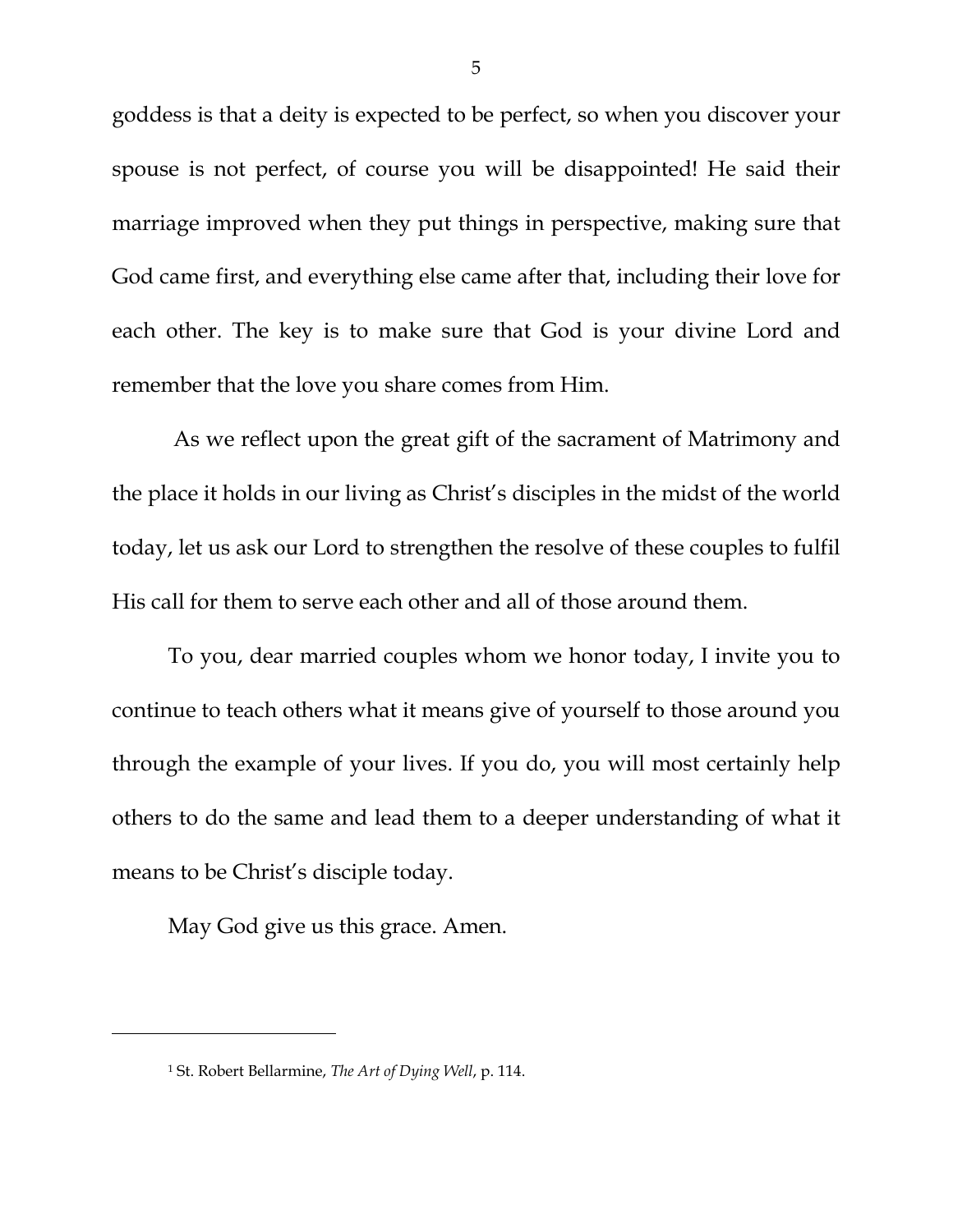goddess is that a deity is expected to be perfect, so when you discover your spouse is not perfect, of course you will be disappointed! He said their marriage improved when they put things in perspective, making sure that God came first, and everything else came after that, including their love for each other. The key is to make sure that God is your divine Lord and remember that the love you share comes from Him.

As we reflect upon the great gift of the sacrament of Matrimony and the place it holds in our living as Christ's disciples in the midst of the world today, let us ask our Lord to strengthen the resolve of these couples to fulfil His call for them to serve each other and all of those around them.

To you, dear married couples whom we honor today, I invite you to continue to teach others what it means give of yourself to those around you through the example of your lives. If you do, you will most certainly help others to do the same and lead them to a deeper understanding of what it means to be Christ's disciple today.

May God give us this grace. Amen.

---

[1] St. Robert Bellarmine, *The Art of Dying Well*, p. 114.